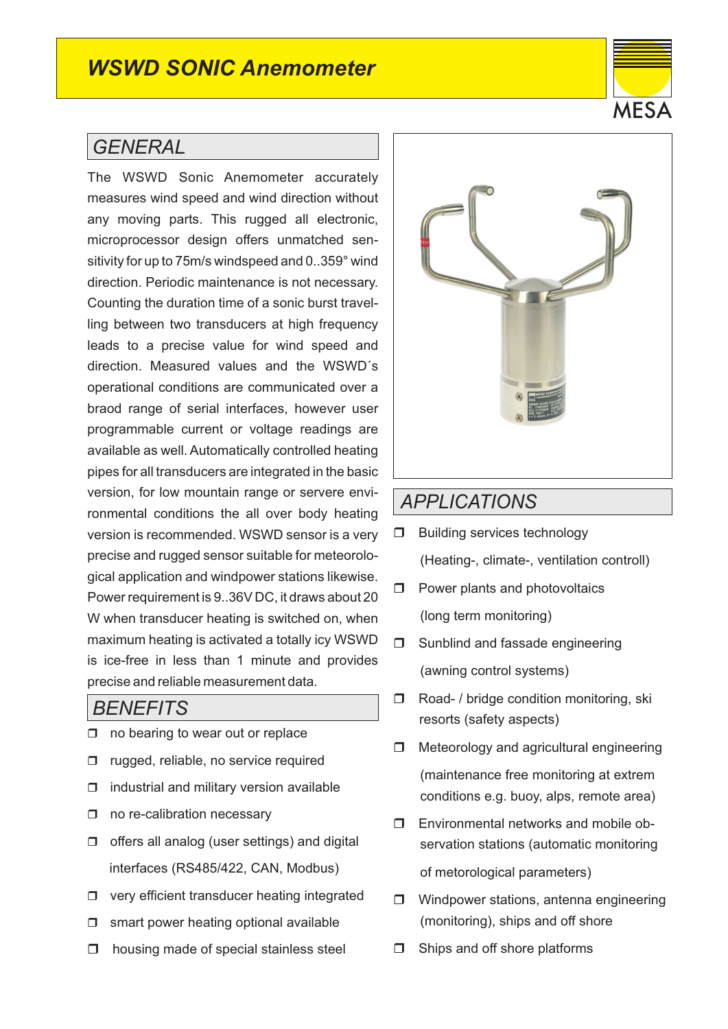# WSWD SONIC Anemometer

MESA

## GENERAL

The WSWD Sonic Anemometer accurately measures wind speed and wind direction without any moving parts. This rugged all electronic, microprocessor design offers unmatched sensitivity for up to 75m/s windspeed and 0..359° wind direction. Periodic maintenance is not necessary. Counting the duration time of a sonic burst travelling between two transducers at high frequency leads to a precise value for wind speed and direction. Measured values and the WSWD´s operational conditions are communicated over a braod range of serial interfaces, however user programmable current or voltage readings are available as well. Automatically controlled heating pipes for all transducers are integrated in the basic version, for low mountain range or servere environmental conditions the all over body heating version is recommended. WSWD sensor is a very precise and rugged sensor suitable for meteorological application and windpower stations likewise. Power requirement is 9..36V DC, it draws about 20 W when transducer heating is switched on, when maximum heating is activated a totally icy WSWD is ice-free in less than 1 minute and provides precise and reliable measurement data.

## BENEFITS

- no bearing to wear out or replace
- rugged, reliable, no service required
- industrial and military version available
- no re-calibration necessary
- offers all analog (user settings) and digital interfaces (RS485/422, CAN, Modbus)
- very efficient transducer heating integrated
- smart power heating optional available
- housing made of special stainless steel

## APPLICATIONS

- Building services technology (Heating-, climate-, ventilation controll)
- Power plants and photovoltaics (long term monitoring)
- Sunblind and fassade engineering (awning control systems)
- Road- / bridge condition monitoring, ski resorts (safety aspects)
- Meteorology and agricultural engineering (maintenance free monitoring at extrem conditions e.g. buoy, alps, remote area)
- Environmental networks and mobile observation stations (automatic monitoring of metorological parameters)
- Windpower stations, antenna engineering (monitoring), ships and off shore
- Ships and off shore platforms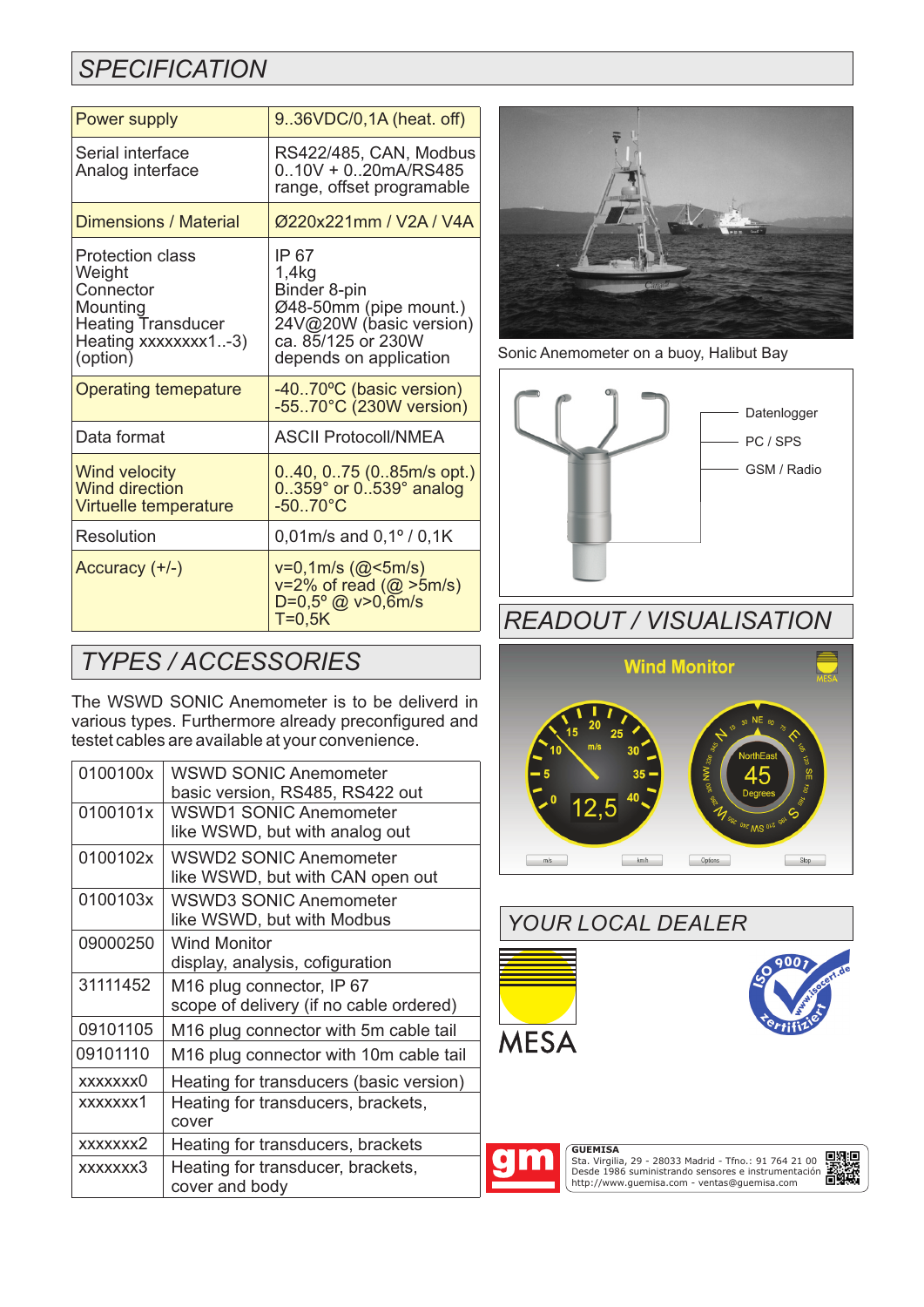## SPECIFICATION

| | |
|---|---|
| Power supply | 9..36VDC/0,1A (heat. off) |
| Serial interface<br>Analog interface | RS422/485, CAN, Modbus<br>0..10V + 0..20mA/RS485<br>range, offset programable |
| Dimensions / Material | Ø220x221mm / V2A / V4A |
| Protection class<br>Weight<br>Connector<br>Mounting<br>Heating Transducer<br>Heating xxxxxxxx1..-3)<br>(option) | IP 67<br>1,4kg<br>Binder 8-pin<br>Ø48-50mm (pipe mount.)<br>24V@20W (basic version)<br>ca. 85/125 or 230W<br>depends on application |
| Operating temepature | -40..70ºC (basic version)<br>-55..70°C (230W version) |
| Data format | ASCII Protocoll/NMEA |
| Wind velocity<br>Wind direction<br>Virtuelle temperature | 0..40, 0..75 (0..85m/s opt.)<br>0..359° or 0..539° analog<br>-50..70°C |
| Resolution | 0,01m/s and 0,1º / 0,1K |
| Accuracy (+/-) | v=0,1m/s (@<5m/s)<br>v=2% of read (@ >5m/s)<br>D=0,5º @ v>0,6m/s<br>T=0,5K |

Sonic Anemometer on a buoy, Halibut Bay

Datenlogger
PC / SPS
GSM / Radio

## TYPES / ACCESSORIES

The WSWD SONIC Anemometer is to be deliverd in various types. Furthermore already preconfigured and testet cables are available at your convenience.

| | |
|---|---|
| 0100100x | WSWD SONIC Anemometer<br>basic version, RS485, RS422 out |
| 0100101x | WSWD1 SONIC Anemometer<br>like WSWD, but with analog out |
| 0100102x | WSWD2 SONIC Anemometer<br>like WSWD, but with CAN open out |
| 0100103x | WSWD3 SONIC Anemometer<br>like WSWD, but with Modbus |
| 09000250 | Wind Monitor<br>display, analysis, cofiguration |
| 31111452 | M16 plug connector, IP 67<br>scope of delivery (if no cable ordered) |
| 09101105 | M16 plug connector with 5m cable tail |
| 09101110 | M16 plug connector with 10m cable tail |
| xxxxxxx0 | Heating for transducers (basic version) |
| xxxxxxx1 | Heating for transducers, brackets, cover |
| xxxxxxx2 | Heating for transducers, brackets |
| xxxxxxx3 | Heating for transducer, brackets, cover and body |

## READOUT / VISUALISATION

## YOUR LOCAL DEALER

MESA

GUEMISA
Sta. Virgilia, 29 - 28033 Madrid - Tfno.: 91 764 21 00
Desde 1986 suministrando sensores e instrumentación
http://www.guemisa.com - ventas@guemisa.com